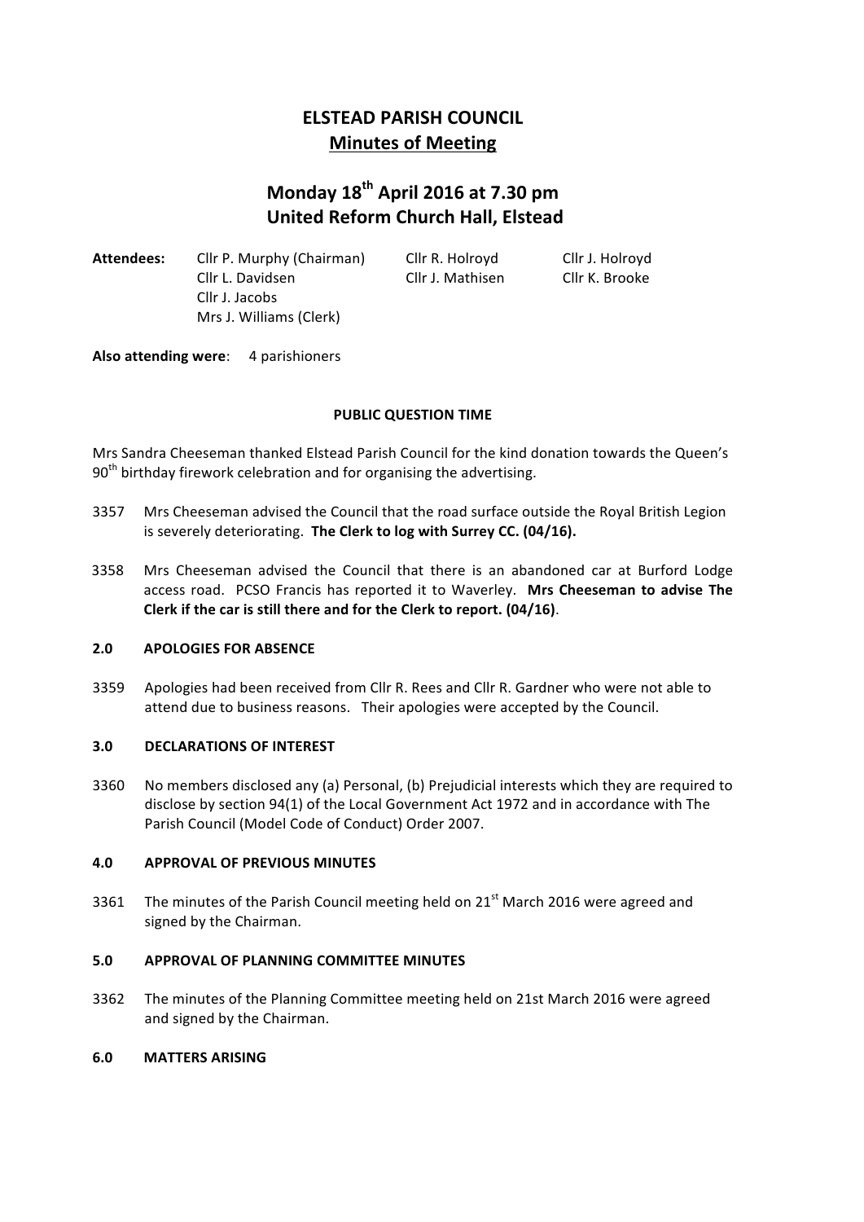# ELSTEAD PARISH COUNCIL
## Minutes of Meeting

## Monday 18th April 2016 at 7.30 pm
## United Reform Church Hall, Elstead

**Attendees:** Cllr P. Murphy (Chairman), Cllr R. Holroyd, Cllr J. Holroyd, Cllr L. Davidsen, Cllr J. Mathisen, Cllr K. Brooke, Cllr J. Jacobs, Mrs J. Williams (Clerk)

**Also attending were**: 4 parishioners

**PUBLIC QUESTION TIME**

Mrs Sandra Cheeseman thanked Elstead Parish Council for the kind donation towards the Queen's 90th birthday firework celebration and for organising the advertising.

3357 Mrs Cheeseman advised the Council that the road surface outside the Royal British Legion is severely deteriorating. **The Clerk to log with Surrey CC. (04/16).**

3358 Mrs Cheeseman advised the Council that there is an abandoned car at Burford Lodge access road. PCSO Francis has reported it to Waverley. **Mrs Cheeseman to advise The Clerk if the car is still there and for the Clerk to report. (04/16)**.

**2.0 APOLOGIES FOR ABSENCE**

3359 Apologies had been received from Cllr R. Rees and Cllr R. Gardner who were not able to attend due to business reasons. Their apologies were accepted by the Council.

**3.0 DECLARATIONS OF INTEREST**

3360 No members disclosed any (a) Personal, (b) Prejudicial interests which they are required to disclose by section 94(1) of the Local Government Act 1972 and in accordance with The Parish Council (Model Code of Conduct) Order 2007.

**4.0 APPROVAL OF PREVIOUS MINUTES**

3361 The minutes of the Parish Council meeting held on 21st March 2016 were agreed and signed by the Chairman.

**5.0 APPROVAL OF PLANNING COMMITTEE MINUTES**

3362 The minutes of the Planning Committee meeting held on 21st March 2016 were agreed and signed by the Chairman.

**6.0 MATTERS ARISING**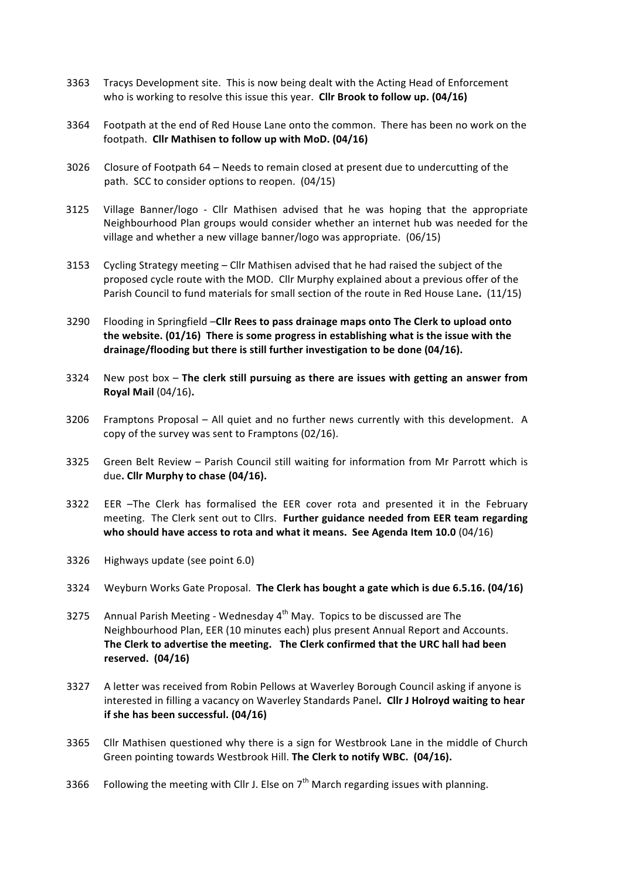3363 Tracys Development site. This is now being dealt with the Acting Head of Enforcement who is working to resolve this issue this year. **Cllr Brook to follow up. (04/16)**

3364 Footpath at the end of Red House Lane onto the common. There has been no work on the footpath. **Cllr Mathisen to follow up with MoD. (04/16)**

3026 Closure of Footpath 64 – Needs to remain closed at present due to undercutting of the path. SCC to consider options to reopen. (04/15)

3125 Village Banner/logo - Cllr Mathisen advised that he was hoping that the appropriate Neighbourhood Plan groups would consider whether an internet hub was needed for the village and whether a new village banner/logo was appropriate. (06/15)

3153 Cycling Strategy meeting – Cllr Mathisen advised that he had raised the subject of the proposed cycle route with the MOD. Cllr Murphy explained about a previous offer of the Parish Council to fund materials for small section of the route in Red House Lane**.** (11/15)

3290 Flooding in Springfield –**Cllr Rees to pass drainage maps onto The Clerk to upload onto the website. (01/16) There is some progress in establishing what is the issue with the drainage/flooding but there is still further investigation to be done (04/16).**

3324 New post box – **The clerk still pursuing as there are issues with getting an answer from Royal Mail** (04/16)**.**

3206 Framptons Proposal – All quiet and no further news currently with this development. A copy of the survey was sent to Framptons (02/16).

3325 Green Belt Review – Parish Council still waiting for information from Mr Parrott which is due**. Cllr Murphy to chase (04/16).**

3322 EER –The Clerk has formalised the EER cover rota and presented it in the February meeting. The Clerk sent out to Cllrs. **Further guidance needed from EER team regarding who should have access to rota and what it means. See Agenda Item 10.0** (04/16)

3326 Highways update (see point 6.0)

3324 Weyburn Works Gate Proposal. **The Clerk has bought a gate which is due 6.5.16. (04/16)**

3275 Annual Parish Meeting - Wednesday 4th May. Topics to be discussed are The Neighbourhood Plan, EER (10 minutes each) plus present Annual Report and Accounts. **The Clerk to advertise the meeting. The Clerk confirmed that the URC hall had been reserved. (04/16)**

3327 A letter was received from Robin Pellows at Waverley Borough Council asking if anyone is interested in filling a vacancy on Waverley Standards Panel**. Cllr J Holroyd waiting to hear if she has been successful. (04/16)**

3365 Cllr Mathisen questioned why there is a sign for Westbrook Lane in the middle of Church Green pointing towards Westbrook Hill. **The Clerk to notify WBC. (04/16).**

3366 Following the meeting with Cllr J. Else on 7th March regarding issues with planning.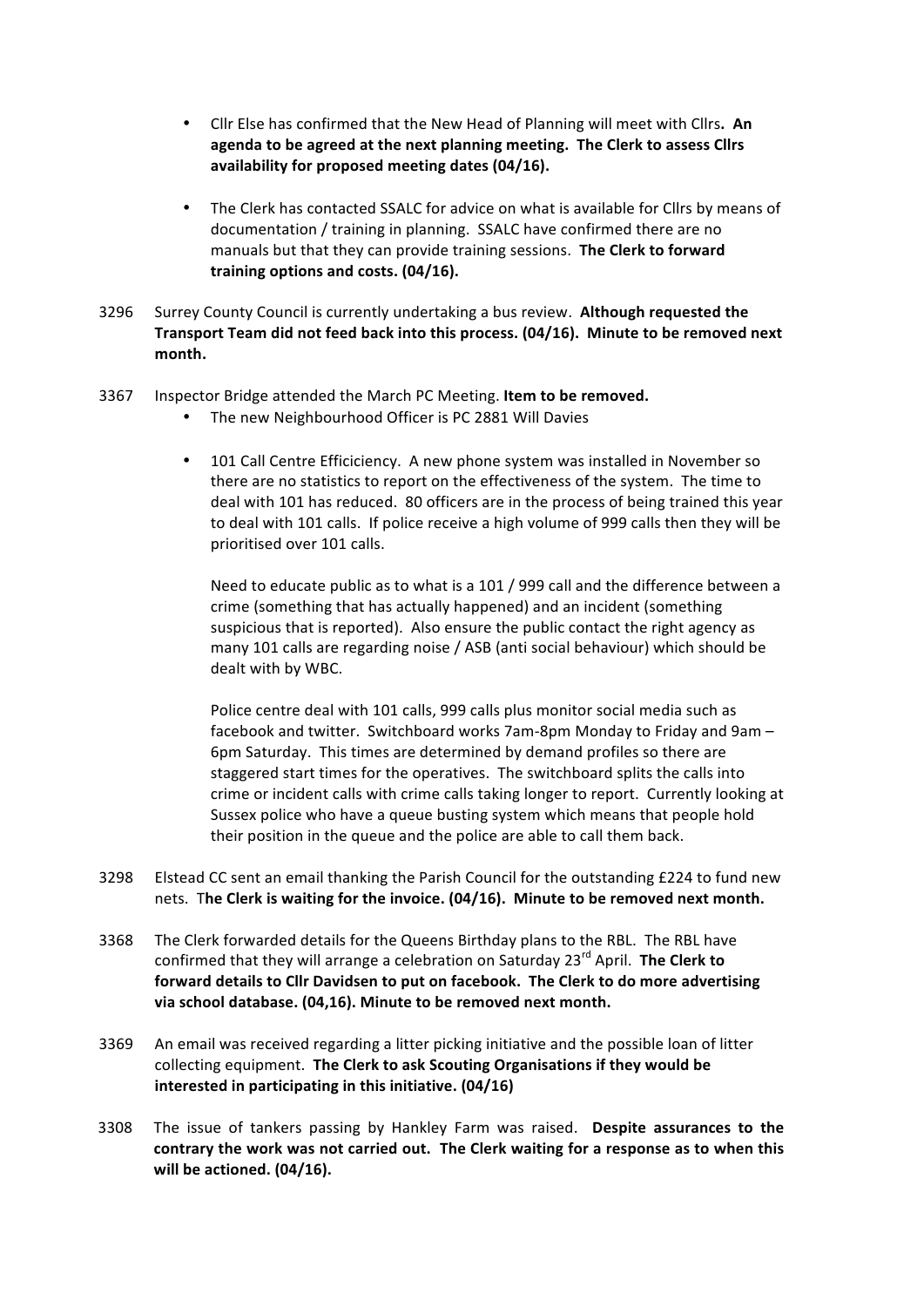- Cllr Else has confirmed that the New Head of Planning will meet with Cllrs**. An agenda to be agreed at the next planning meeting. The Clerk to assess Cllrs availability for proposed meeting dates (04/16).**

- The Clerk has contacted SSALC for advice on what is available for Cllrs by means of documentation / training in planning. SSALC have confirmed there are no manuals but that they can provide training sessions. **The Clerk to forward training options and costs. (04/16).**

3296 Surrey County Council is currently undertaking a bus review. **Although requested the Transport Team did not feed back into this process. (04/16). Minute to be removed next month.**

3367 Inspector Bridge attended the March PC Meeting. **Item to be removed.**

- The new Neighbourhood Officer is PC 2881 Will Davies

- 101 Call Centre Efficiciency. A new phone system was installed in November so there are no statistics to report on the effectiveness of the system. The time to deal with 101 has reduced. 80 officers are in the process of being trained this year to deal with 101 calls. If police receive a high volume of 999 calls then they will be prioritised over 101 calls.

  Need to educate public as to what is a 101 / 999 call and the difference between a crime (something that has actually happened) and an incident (something suspicious that is reported). Also ensure the public contact the right agency as many 101 calls are regarding noise / ASB (anti social behaviour) which should be dealt with by WBC.

  Police centre deal with 101 calls, 999 calls plus monitor social media such as facebook and twitter. Switchboard works 7am-8pm Monday to Friday and 9am – 6pm Saturday. This times are determined by demand profiles so there are staggered start times for the operatives. The switchboard splits the calls into crime or incident calls with crime calls taking longer to report. Currently looking at Sussex police who have a queue busting system which means that people hold their position in the queue and the police are able to call them back.

3298 Elstead CC sent an email thanking the Parish Council for the outstanding £224 to fund new nets. T**he Clerk is waiting for the invoice. (04/16). Minute to be removed next month.**

3368 The Clerk forwarded details for the Queens Birthday plans to the RBL. The RBL have confirmed that they will arrange a celebration on Saturday 23rd April. **The Clerk to forward details to Cllr Davidsen to put on facebook. The Clerk to do more advertising via school database. (04,16). Minute to be removed next month.**

3369 An email was received regarding a litter picking initiative and the possible loan of litter collecting equipment. **The Clerk to ask Scouting Organisations if they would be interested in participating in this initiative. (04/16)**

3308 The issue of tankers passing by Hankley Farm was raised. **Despite assurances to the contrary the work was not carried out. The Clerk waiting for a response as to when this will be actioned. (04/16).**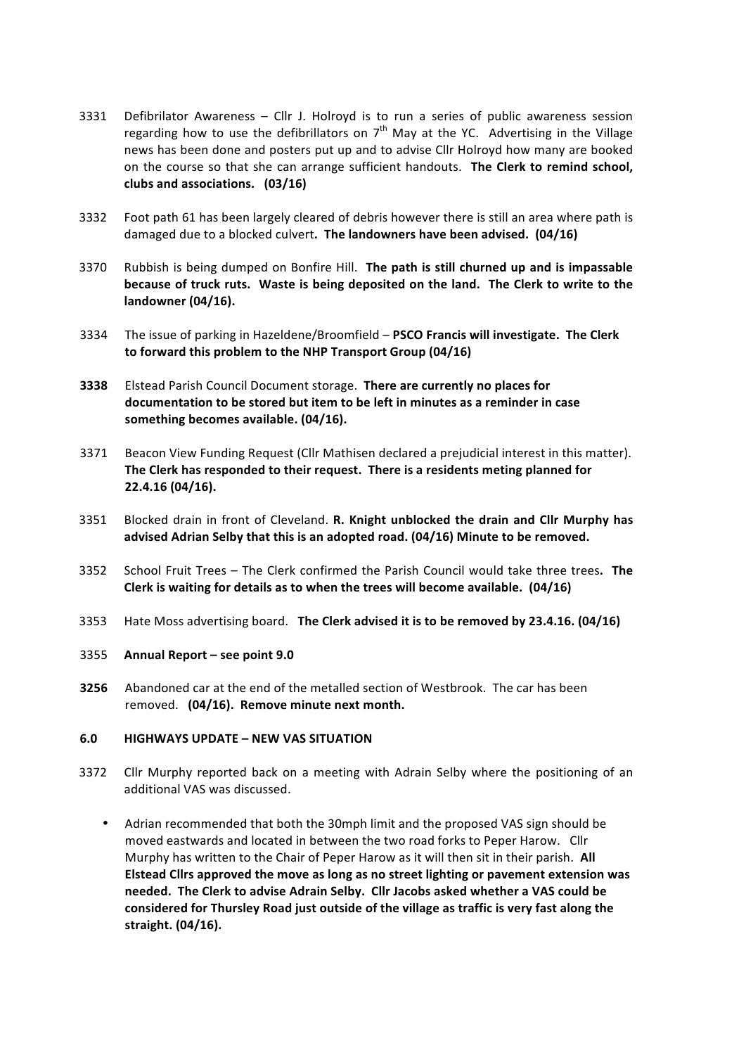3331 Defibrilator Awareness – Cllr J. Holroyd is to run a series of public awareness session regarding how to use the defibrillators on 7th May at the YC. Advertising in the Village news has been done and posters put up and to advise Cllr Holroyd how many are booked on the course so that she can arrange sufficient handouts. **The Clerk to remind school, clubs and associations. (03/16)**

3332 Foot path 61 has been largely cleared of debris however there is still an area where path is damaged due to a blocked culvert**. The landowners have been advised. (04/16)**

3370 Rubbish is being dumped on Bonfire Hill. **The path is still churned up and is impassable because of truck ruts. Waste is being deposited on the land. The Clerk to write to the landowner (04/16).**

3334 The issue of parking in Hazeldene/Broomfield – **PSCO Francis will investigate. The Clerk to forward this problem to the NHP Transport Group (04/16)**

**3338** Elstead Parish Council Document storage. **There are currently no places for documentation to be stored but item to be left in minutes as a reminder in case something becomes available. (04/16).**

3371 Beacon View Funding Request (Cllr Mathisen declared a prejudicial interest in this matter). **The Clerk has responded to their request. There is a residents meting planned for 22.4.16 (04/16).**

3351 Blocked drain in front of Cleveland. **R. Knight unblocked the drain and Cllr Murphy has advised Adrian Selby that this is an adopted road. (04/16) Minute to be removed.**

3352 School Fruit Trees – The Clerk confirmed the Parish Council would take three trees**. The Clerk is waiting for details as to when the trees will become available. (04/16)**

3353 Hate Moss advertising board. **The Clerk advised it is to be removed by 23.4.16. (04/16)**

3355 **Annual Report – see point 9.0**

**3256** Abandoned car at the end of the metalled section of Westbrook. The car has been removed. **(04/16). Remove minute next month.**

## 6.0 HIGHWAYS UPDATE – NEW VAS SITUATION

3372 Cllr Murphy reported back on a meeting with Adrain Selby where the positioning of an additional VAS was discussed.

- Adrian recommended that both the 30mph limit and the proposed VAS sign should be moved eastwards and located in between the two road forks to Peper Harow. Cllr Murphy has written to the Chair of Peper Harow as it will then sit in their parish. **All Elstead Cllrs approved the move as long as no street lighting or pavement extension was needed. The Clerk to advise Adrain Selby. Cllr Jacobs asked whether a VAS could be considered for Thursley Road just outside of the village as traffic is very fast along the straight. (04/16).**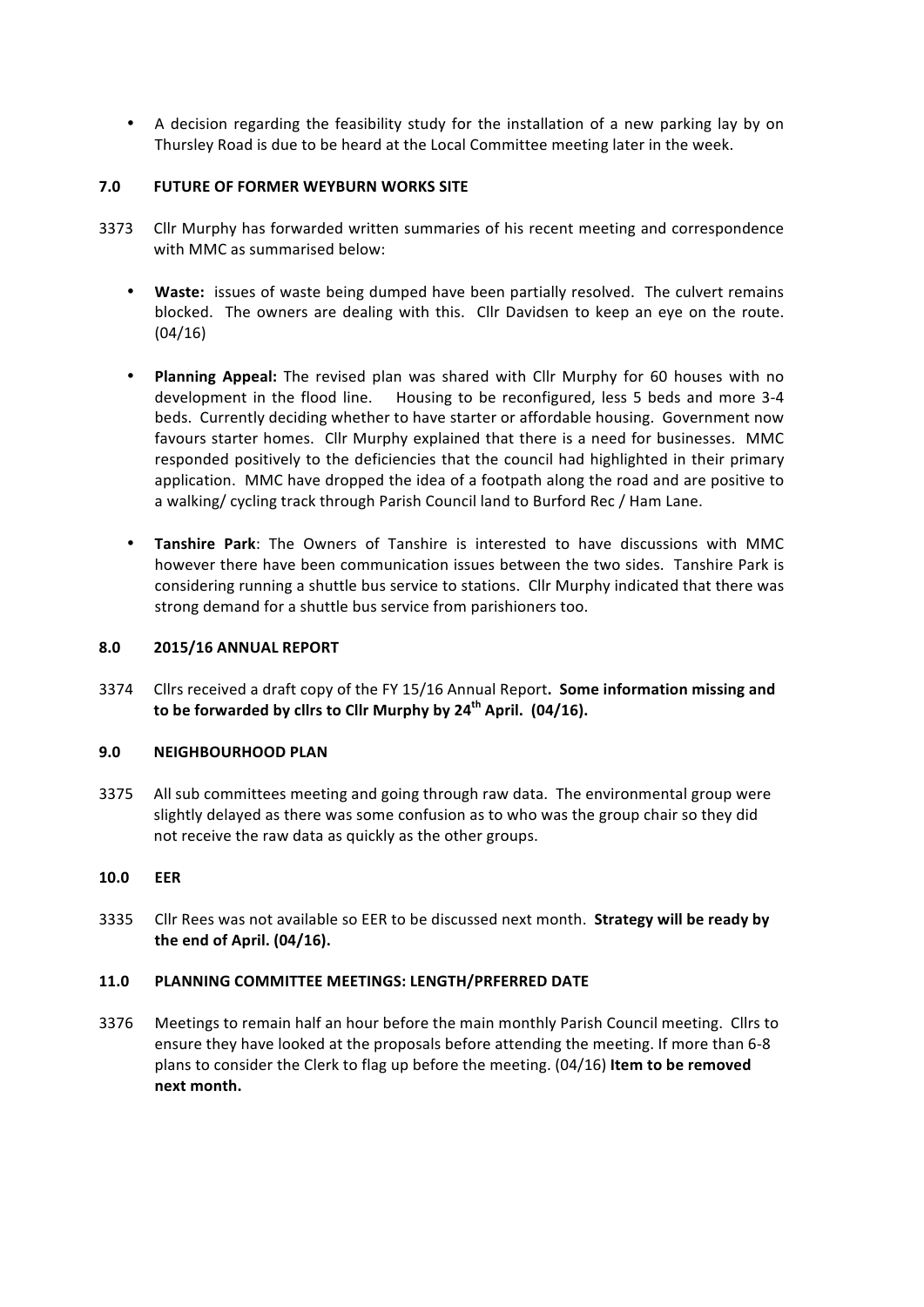- A decision regarding the feasibility study for the installation of a new parking lay by on Thursley Road is due to be heard at the Local Committee meeting later in the week.

**7.0 FUTURE OF FORMER WEYBURN WORKS SITE**

3373 Cllr Murphy has forwarded written summaries of his recent meeting and correspondence with MMC as summarised below:

- **Waste:** issues of waste being dumped have been partially resolved. The culvert remains blocked. The owners are dealing with this. Cllr Davidsen to keep an eye on the route. (04/16)
- **Planning Appeal:** The revised plan was shared with Cllr Murphy for 60 houses with no development in the flood line. Housing to be reconfigured, less 5 beds and more 3-4 beds. Currently deciding whether to have starter or affordable housing. Government now favours starter homes. Cllr Murphy explained that there is a need for businesses. MMC responded positively to the deficiencies that the council had highlighted in their primary application. MMC have dropped the idea of a footpath along the road and are positive to a walking/ cycling track through Parish Council land to Burford Rec / Ham Lane.
- **Tanshire Park**: The Owners of Tanshire is interested to have discussions with MMC however there have been communication issues between the two sides. Tanshire Park is considering running a shuttle bus service to stations. Cllr Murphy indicated that there was strong demand for a shuttle bus service from parishioners too.

**8.0 2015/16 ANNUAL REPORT**

3374 Cllrs received a draft copy of the FY 15/16 Annual Report**. Some information missing and to be forwarded by cllrs to Cllr Murphy by 24th April. (04/16).**

**9.0 NEIGHBOURHOOD PLAN**

3375 All sub committees meeting and going through raw data. The environmental group were slightly delayed as there was some confusion as to who was the group chair so they did not receive the raw data as quickly as the other groups.

**10.0 EER**

3335 Cllr Rees was not available so EER to be discussed next month. **Strategy will be ready by the end of April. (04/16).**

**11.0 PLANNING COMMITTEE MEETINGS: LENGTH/PRFERRED DATE**

3376 Meetings to remain half an hour before the main monthly Parish Council meeting. Cllrs to ensure they have looked at the proposals before attending the meeting. If more than 6-8 plans to consider the Clerk to flag up before the meeting. (04/16) **Item to be removed next month.**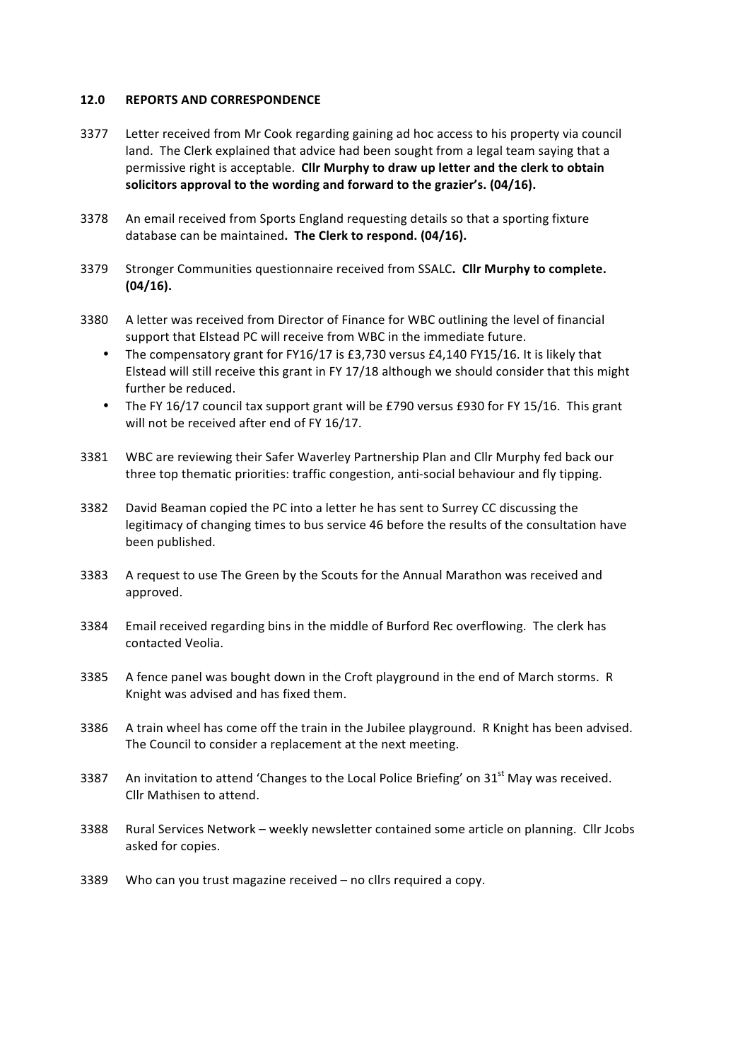## 12.0 REPORTS AND CORRESPONDENCE

3377 Letter received from Mr Cook regarding gaining ad hoc access to his property via council land. The Clerk explained that advice had been sought from a legal team saying that a permissive right is acceptable. **Cllr Murphy to draw up letter and the clerk to obtain solicitors approval to the wording and forward to the grazier's. (04/16).**

3378 An email received from Sports England requesting details so that a sporting fixture database can be maintained**. The Clerk to respond. (04/16).**

3379 Stronger Communities questionnaire received from SSALC**. Cllr Murphy to complete. (04/16).**

3380 A letter was received from Director of Finance for WBC outlining the level of financial support that Elstead PC will receive from WBC in the immediate future.

- The compensatory grant for FY16/17 is £3,730 versus £4,140 FY15/16. It is likely that Elstead will still receive this grant in FY 17/18 although we should consider that this might further be reduced.
- The FY 16/17 council tax support grant will be £790 versus £930 for FY 15/16. This grant will not be received after end of FY 16/17.

3381 WBC are reviewing their Safer Waverley Partnership Plan and Cllr Murphy fed back our three top thematic priorities: traffic congestion, anti-social behaviour and fly tipping.

3382 David Beaman copied the PC into a letter he has sent to Surrey CC discussing the legitimacy of changing times to bus service 46 before the results of the consultation have been published.

3383 A request to use The Green by the Scouts for the Annual Marathon was received and approved.

3384 Email received regarding bins in the middle of Burford Rec overflowing. The clerk has contacted Veolia.

3385 A fence panel was bought down in the Croft playground in the end of March storms. R Knight was advised and has fixed them.

3386 A train wheel has come off the train in the Jubilee playground. R Knight has been advised. The Council to consider a replacement at the next meeting.

3387 An invitation to attend 'Changes to the Local Police Briefing' on 31st May was received. Cllr Mathisen to attend.

3388 Rural Services Network – weekly newsletter contained some article on planning. Cllr Jcobs asked for copies.

3389 Who can you trust magazine received – no cllrs required a copy.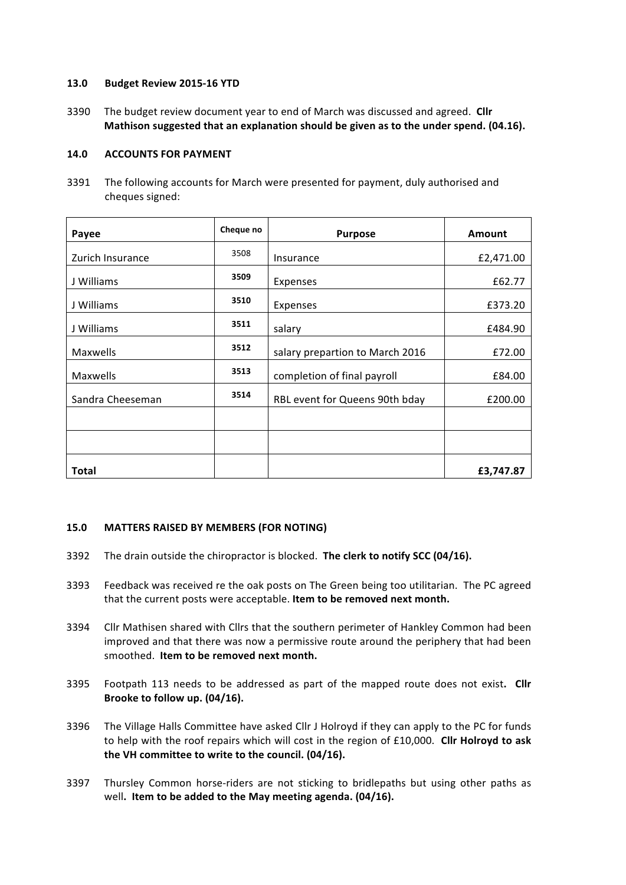### 13.0 Budget Review 2015-16 YTD

3390 The budget review document year to end of March was discussed and agreed. **Cllr Mathison suggested that an explanation should be given as to the under spend. (04.16).**

### 14.0 ACCOUNTS FOR PAYMENT

3391 The following accounts for March were presented for payment, duly authorised and cheques signed:

| Payee | Cheque no | Purpose | Amount |
|---|---|---|---|
| Zurich Insurance | 3508 | Insurance | £2,471.00 |
| J Williams | 3509 | Expenses | £62.77 |
| J Williams | 3510 | Expenses | £373.20 |
| J Williams | 3511 | salary | £484.90 |
| Maxwells | 3512 | salary prepartion to March 2016 | £72.00 |
| Maxwells | 3513 | completion of final payroll | £84.00 |
| Sandra Cheeseman | 3514 | RBL event for Queens 90th bday | £200.00 |
| | | | |
| | | | |
| **Total** | | | **£3,747.87** |

### 15.0 MATTERS RAISED BY MEMBERS (FOR NOTING)

3392 The drain outside the chiropractor is blocked. **The clerk to notify SCC (04/16).**

3393 Feedback was received re the oak posts on The Green being too utilitarian. The PC agreed that the current posts were acceptable. **Item to be removed next month.**

3394 Cllr Mathisen shared with Cllrs that the southern perimeter of Hankley Common had been improved and that there was now a permissive route around the periphery that had been smoothed. **Item to be removed next month.**

3395 Footpath 113 needs to be addressed as part of the mapped route does not exist**. Cllr Brooke to follow up. (04/16).**

3396 The Village Halls Committee have asked Cllr J Holroyd if they can apply to the PC for funds to help with the roof repairs which will cost in the region of £10,000. **Cllr Holroyd to ask the VH committee to write to the council. (04/16).**

3397 Thursley Common horse-riders are not sticking to bridlepaths but using other paths as well**. Item to be added to the May meeting agenda. (04/16).**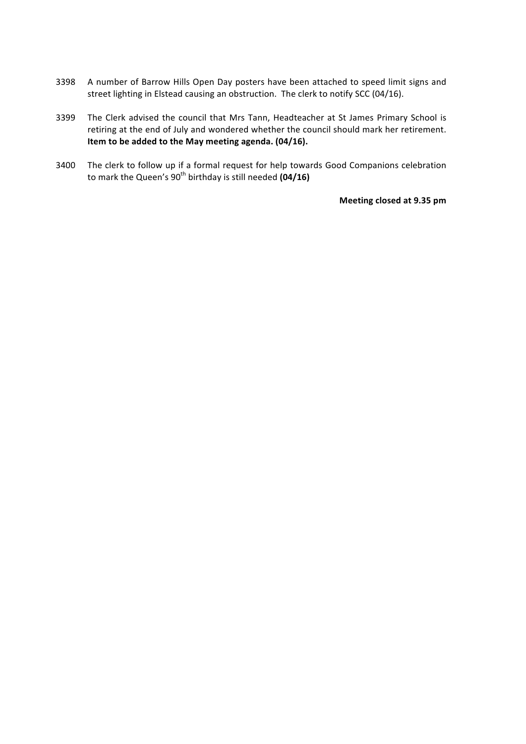3398 A number of Barrow Hills Open Day posters have been attached to speed limit signs and street lighting in Elstead causing an obstruction. The clerk to notify SCC (04/16).

3399 The Clerk advised the council that Mrs Tann, Headteacher at St James Primary School is retiring at the end of July and wondered whether the council should mark her retirement. **Item to be added to the May meeting agenda. (04/16).**

3400 The clerk to follow up if a formal request for help towards Good Companions celebration to mark the Queen's 90th birthday is still needed **(04/16)**

**Meeting closed at 9.35 pm**